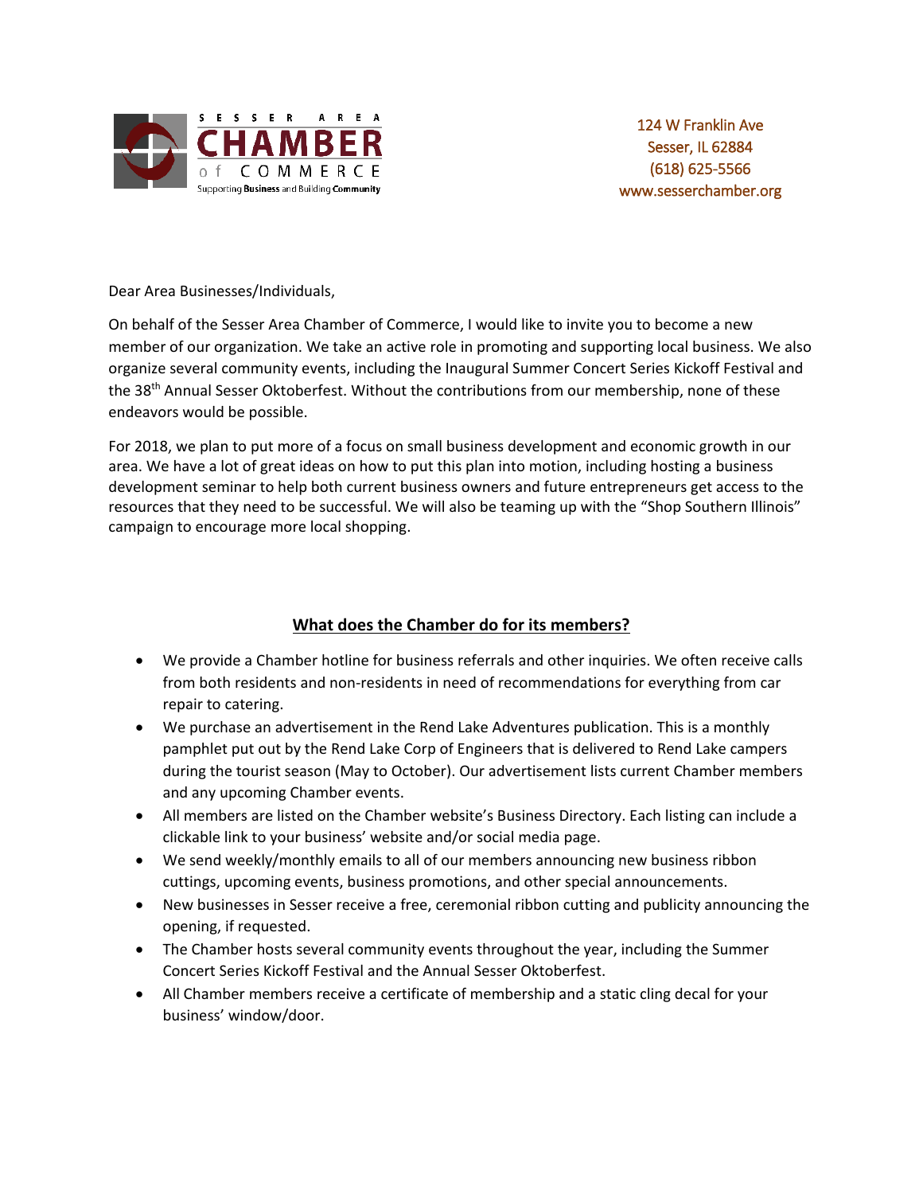SESSER AREA CHAMBER of COMMERCE
Supporting Business and Building Community

124 W Franklin Ave
Sesser, IL 62884
(618) 625-5566
www.sesserchamber.org

Dear Area Businesses/Individuals,

On behalf of the Sesser Area Chamber of Commerce, I would like to invite you to become a new member of our organization. We take an active role in promoting and supporting local business. We also organize several community events, including the Inaugural Summer Concert Series Kickoff Festival and the 38th Annual Sesser Oktoberfest. Without the contributions from our membership, none of these endeavors would be possible.

For 2018, we plan to put more of a focus on small business development and economic growth in our area. We have a lot of great ideas on how to put this plan into motion, including hosting a business development seminar to help both current business owners and future entrepreneurs get access to the resources that they need to be successful. We will also be teaming up with the "Shop Southern Illinois" campaign to encourage more local shopping.

## What does the Chamber do for its members?

- We provide a Chamber hotline for business referrals and other inquiries. We often receive calls from both residents and non-residents in need of recommendations for everything from car repair to catering.
- We purchase an advertisement in the Rend Lake Adventures publication. This is a monthly pamphlet put out by the Rend Lake Corp of Engineers that is delivered to Rend Lake campers during the tourist season (May to October). Our advertisement lists current Chamber members and any upcoming Chamber events.
- All members are listed on the Chamber website's Business Directory. Each listing can include a clickable link to your business' website and/or social media page.
- We send weekly/monthly emails to all of our members announcing new business ribbon cuttings, upcoming events, business promotions, and other special announcements.
- New businesses in Sesser receive a free, ceremonial ribbon cutting and publicity announcing the opening, if requested.
- The Chamber hosts several community events throughout the year, including the Summer Concert Series Kickoff Festival and the Annual Sesser Oktoberfest.
- All Chamber members receive a certificate of membership and a static cling decal for your business' window/door.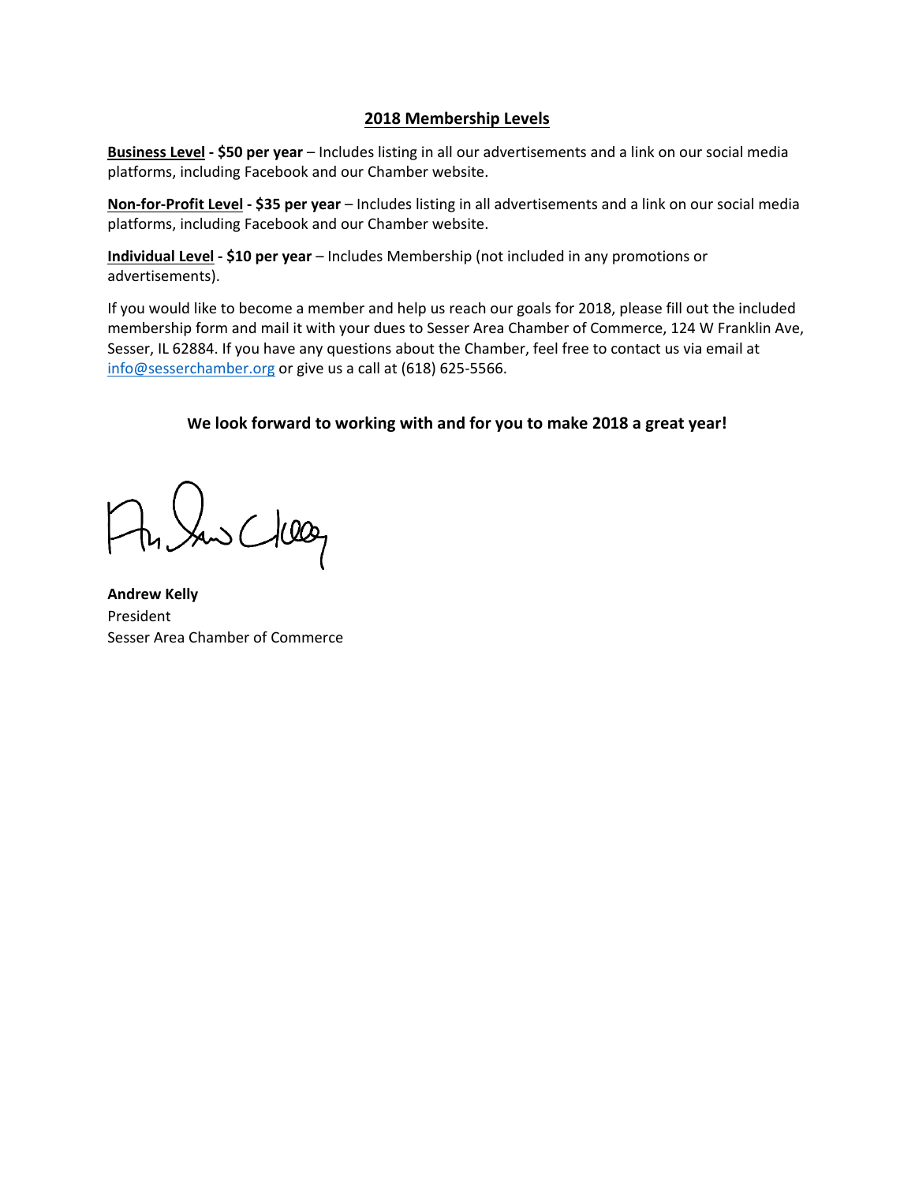## 2018 Membership Levels

**Business Level - $50 per year** – Includes listing in all our advertisements and a link on our social media platforms, including Facebook and our Chamber website.

**Non-for-Profit Level - $35 per year** – Includes listing in all advertisements and a link on our social media platforms, including Facebook and our Chamber website.

**Individual Level - $10 per year** – Includes Membership (not included in any promotions or advertisements).

If you would like to become a member and help us reach our goals for 2018, please fill out the included membership form and mail it with your dues to Sesser Area Chamber of Commerce, 124 W Franklin Ave, Sesser, IL 62884. If you have any questions about the Chamber, feel free to contact us via email at info@sesserchamber.org or give us a call at (618) 625-5566.

**We look forward to working with and for you to make 2018 a great year!**

**Andrew Kelly**
President
Sesser Area Chamber of Commerce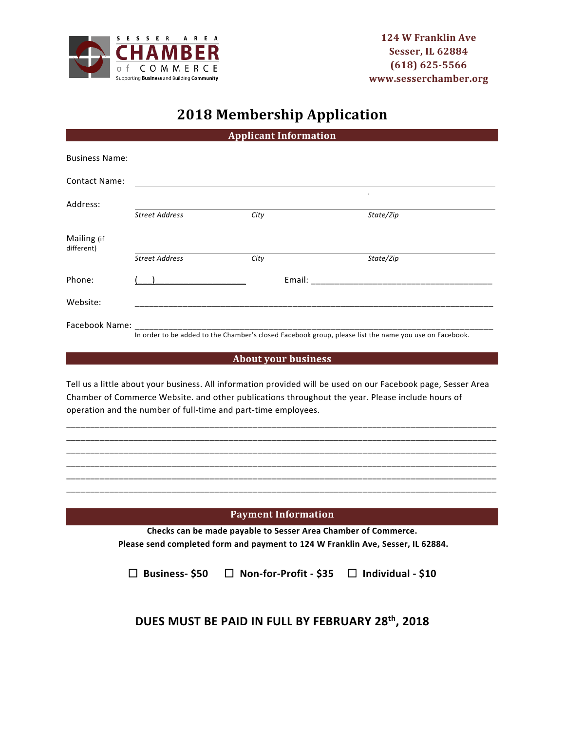SESSER AREA CHAMBER of COMMERCE
Supporting Business and Building Community

**124 W Franklin Ave**
**Sesser, IL 62884**
**(618) 625-5566**
**www.sesserchamber.org**

# 2018 Membership Application

## Applicant Information

Business Name: ____________________________________________

Contact Name: ____________________________________________

Address: ____________________________________________
*Street Address* *City* *State/Zip*

Mailing (if different) ____________________________________________
*Street Address* *City* *State/Zip*

Phone: (___)____________________ Email: ______________________________________

Website: ____________________________________________

Facebook Name: ____________________________________________
In order to be added to the Chamber's closed Facebook group, please list the name you use on Facebook.

## About your business

Tell us a little about your business. All information provided will be used on our Facebook page, Sesser Area Chamber of Commerce Website. and other publications throughout the year. Please include hours of operation and the number of full-time and part-time employees.

______________________________________________________________________________
______________________________________________________________________________
______________________________________________________________________________
______________________________________________________________________________
______________________________________________________________________________
______________________________________________________________________________

## Payment Information

**Checks can be made payable to Sesser Area Chamber of Commerce.**
**Please send completed form and payment to 124 W Franklin Ave, Sesser, IL 62884.**

☐ **Business- $50** ☐ **Non-for-Profit - $35** ☐ **Individual - $10**

**DUES MUST BE PAID IN FULL BY FEBRUARY 28th, 2018**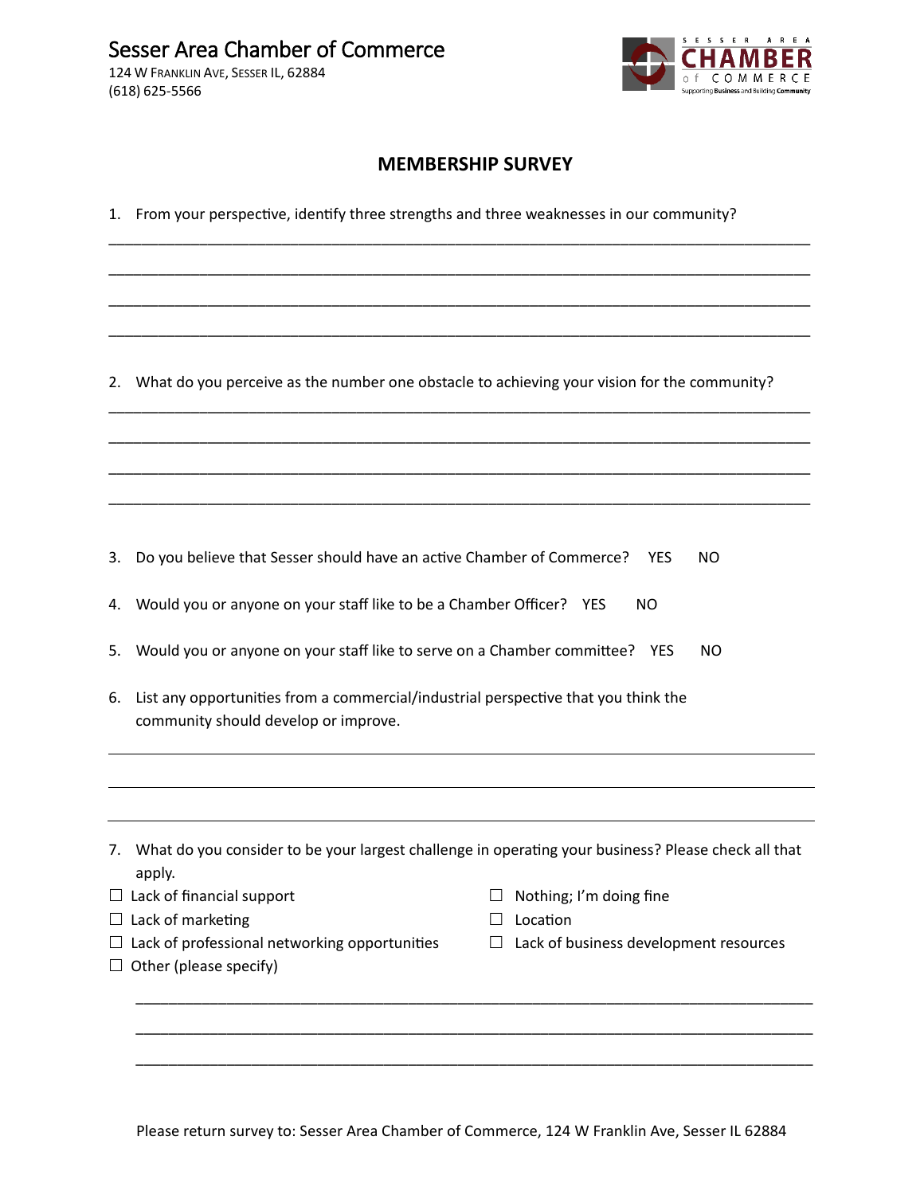Sesser Area Chamber of Commerce
124 W Franklin Ave, Sesser IL, 62884
(618) 625-5566

SESSER AREA CHAMBER of COMMERCE
Supporting Business and Building Community

## MEMBERSHIP SURVEY

1. From your perspective, identify three strengths and three weaknesses in our community?

______________________________________________________________________________

______________________________________________________________________________

______________________________________________________________________________

______________________________________________________________________________

2. What do you perceive as the number one obstacle to achieving your vision for the community?

______________________________________________________________________________

______________________________________________________________________________

______________________________________________________________________________

______________________________________________________________________________

3. Do you believe that Sesser should have an active Chamber of Commerce? YES NO

4. Would you or anyone on your staff like to be a Chamber Officer? YES NO

5. Would you or anyone on your staff like to serve on a Chamber committee? YES NO

6. List any opportunities from a commercial/industrial perspective that you think the community should develop or improve.

______________________________________________________________________________

______________________________________________________________________________

______________________________________________________________________________

7. What do you consider to be your largest challenge in operating your business? Please check all that apply.

- ☐ Lack of financial support
- ☐ Lack of marketing
- ☐ Lack of professional networking opportunities
- ☐ Other (please specify)
- ☐ Nothing; I'm doing fine
- ☐ Location
- ☐ Lack of business development resources

______________________________________________________________________________

______________________________________________________________________________

______________________________________________________________________________

Please return survey to: Sesser Area Chamber of Commerce, 124 W Franklin Ave, Sesser IL 62884